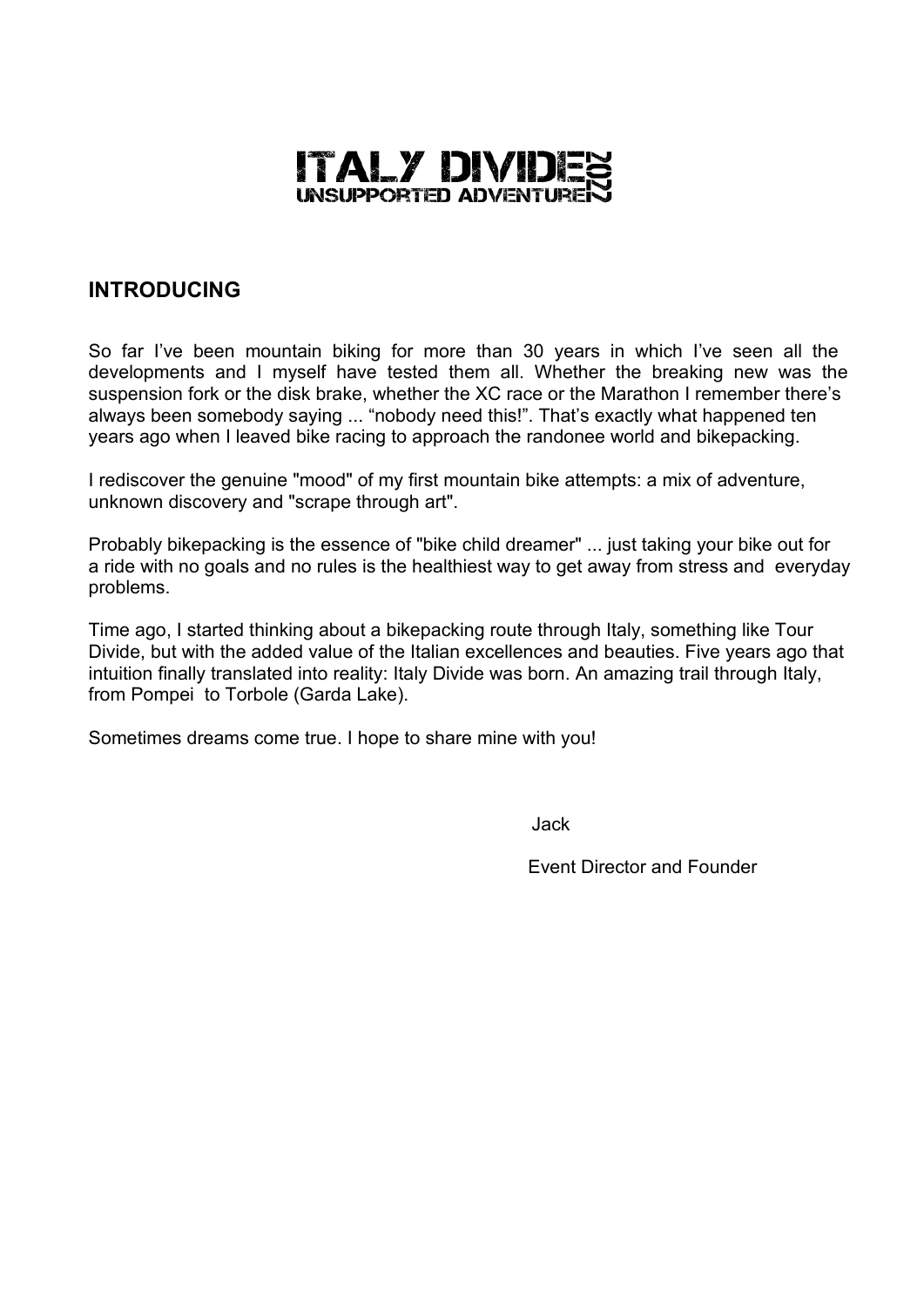# ITALY DIVIDE 2022
## UNSUPPORTED ADVENTURE

## INTRODUCING

So far I've been mountain biking for more than 30 years in which I've seen all the developments and I myself have tested them all. Whether the breaking new was the suspension fork or the disk brake, whether the XC race or the Marathon I remember there's always been somebody saying ... "nobody need this!". That's exactly what happened ten years ago when I leaved bike racing to approach the randonee world and bikepacking.

I rediscover the genuine "mood" of my first mountain bike attempts: a mix of adventure, unknown discovery and "scrape through art".

Probably bikepacking is the essence of "bike child dreamer" ... just taking your bike out for a ride with no goals and no rules is the healthiest way to get away from stress and everyday problems.

Time ago, I started thinking about a bikepacking route through Italy, something like Tour Divide, but with the added value of the Italian excellences and beauties. Five years ago that intuition finally translated into reality: Italy Divide was born. An amazing trail through Italy, from Pompei to Torbole (Garda Lake).

Sometimes dreams come true. I hope to share mine with you!

Jack

Event Director and Founder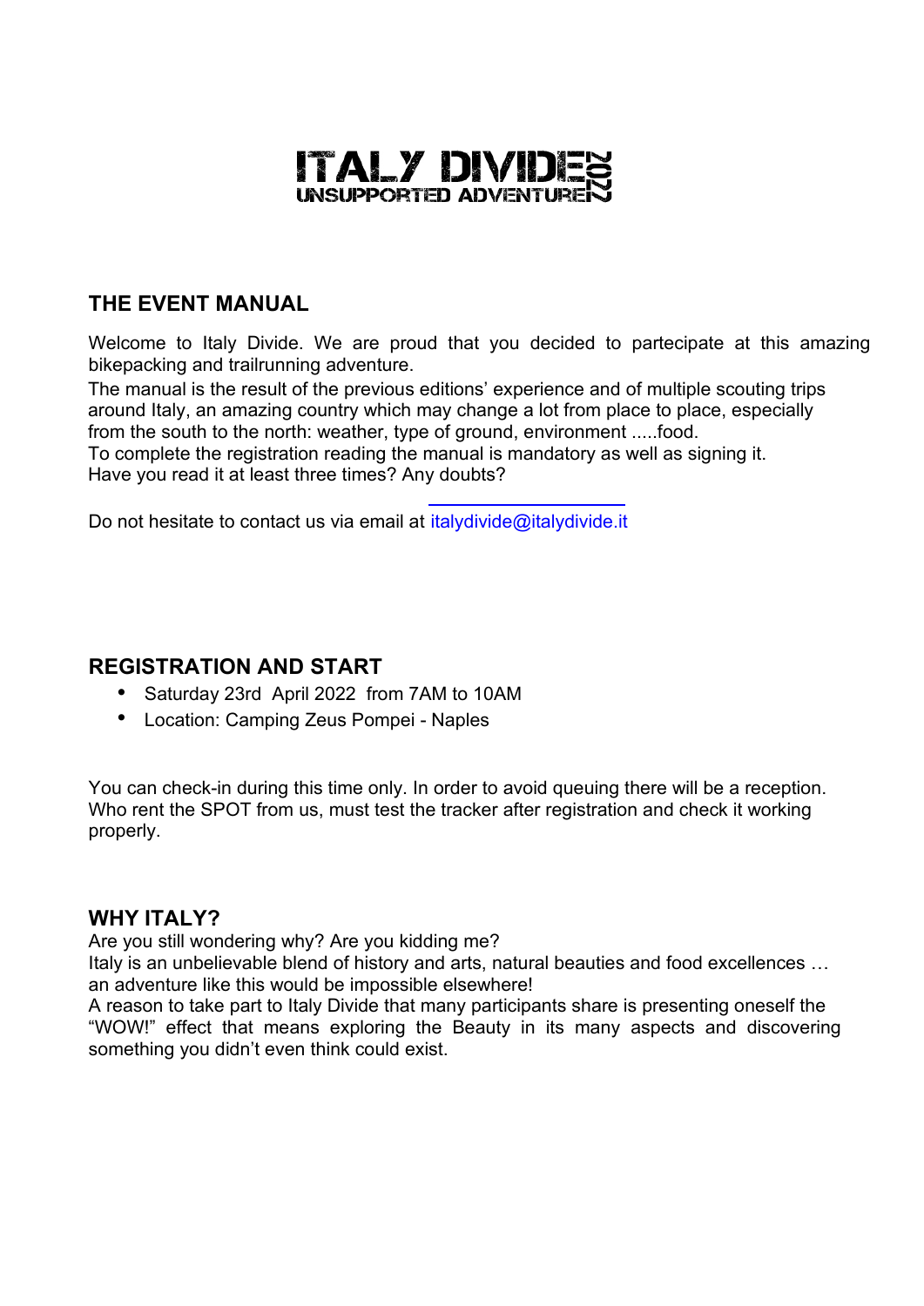# ITALY DIVIDE 2022
UNSUPPORTED ADVENTURE

## THE EVENT MANUAL

Welcome to Italy Divide. We are proud that you decided to partecipate at this amazing bikepacking and trailrunning adventure.
The manual is the result of the previous editions' experience and of multiple scouting trips around Italy, an amazing country which may change a lot from place to place, especially from the south to the north: weather, type of ground, environment .....food.
To complete the registration reading the manual is mandatory as well as signing it.
Have you read it at least three times? Any doubts?

Do not hesitate to contact us via email at italydivide@italydivide.it

## REGISTRATION AND START

- Saturday 23rd April 2022 from 7AM to 10AM
- Location: Camping Zeus Pompei - Naples

You can check-in during this time only. In order to avoid queuing there will be a reception. Who rent the SPOT from us, must test the tracker after registration and check it working properly.

## WHY ITALY?

Are you still wondering why? Are you kidding me?
Italy is an unbelievable blend of history and arts, natural beauties and food excellences … an adventure like this would be impossible elsewhere!
A reason to take part to Italy Divide that many participants share is presenting oneself the "WOW!" effect that means exploring the Beauty in its many aspects and discovering something you didn't even think could exist.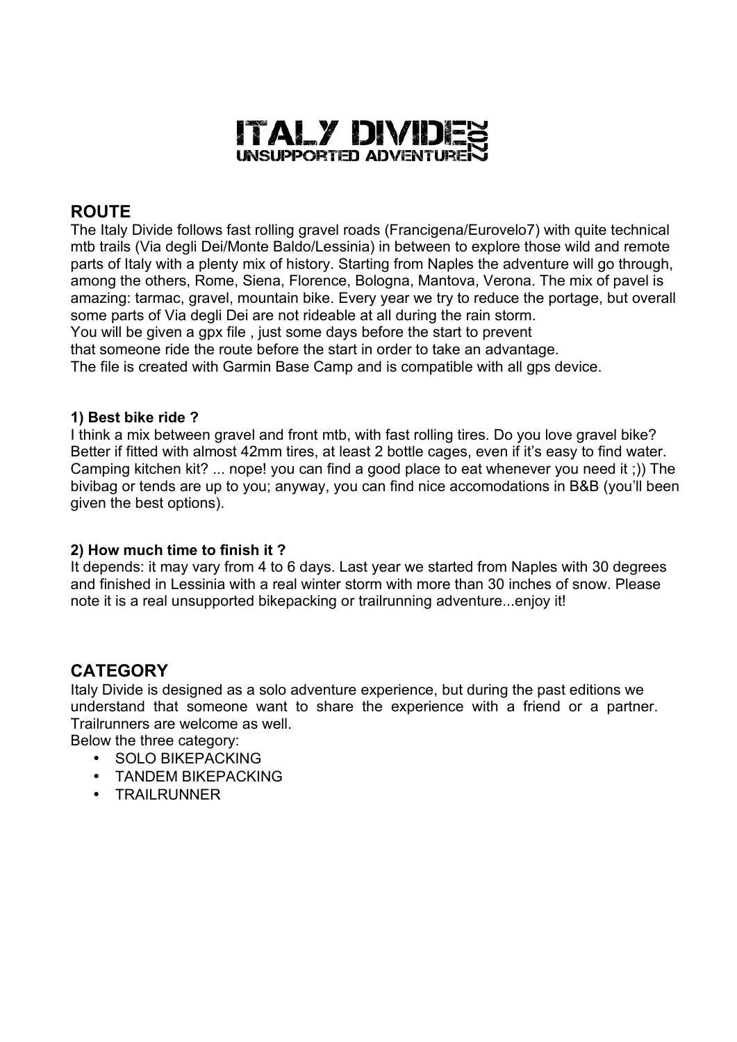# ITALY DIVIDE 2022
## UNSUPPORTED ADVENTURE

## ROUTE

The Italy Divide follows fast rolling gravel roads (Francigena/Eurovelo7) with quite technical mtb trails (Via degli Dei/Monte Baldo/Lessinia) in between to explore those wild and remote parts of Italy with a plenty mix of history. Starting from Naples the adventure will go through, among the others, Rome, Siena, Florence, Bologna, Mantova, Verona. The mix of pavel is amazing: tarmac, gravel, mountain bike. Every year we try to reduce the portage, but overall some parts of Via degli Dei are not rideable at all during the rain storm.
You will be given a gpx file , just some days before the start to prevent
that someone ride the route before the start in order to take an advantage.
The file is created with Garmin Base Camp and is compatible with all gps device.

**1) Best bike ride ?**

I think a mix between gravel and front mtb, with fast rolling tires. Do you love gravel bike? Better if fitted with almost 42mm tires, at least 2 bottle cages, even if it's easy to find water. Camping kitchen kit? ... nope! you can find a good place to eat whenever you need it ;)) The bivibag or tends are up to you; anyway, you can find nice accomodations in B&B (you'll been given the best options).

**2) How much time to finish it ?**

It depends: it may vary from 4 to 6 days. Last year we started from Naples with 30 degrees and finished in Lessinia with a real winter storm with more than 30 inches of snow. Please note it is a real unsupported bikepacking or trailrunning adventure...enjoy it!

## CATEGORY

Italy Divide is designed as a solo adventure experience, but during the past editions we understand that someone want to share the experience with a friend or a partner. Trailrunners are welcome as well.
Below the three category:

- SOLO BIKEPACKING
- TANDEM BIKEPACKING
- TRAILRUNNER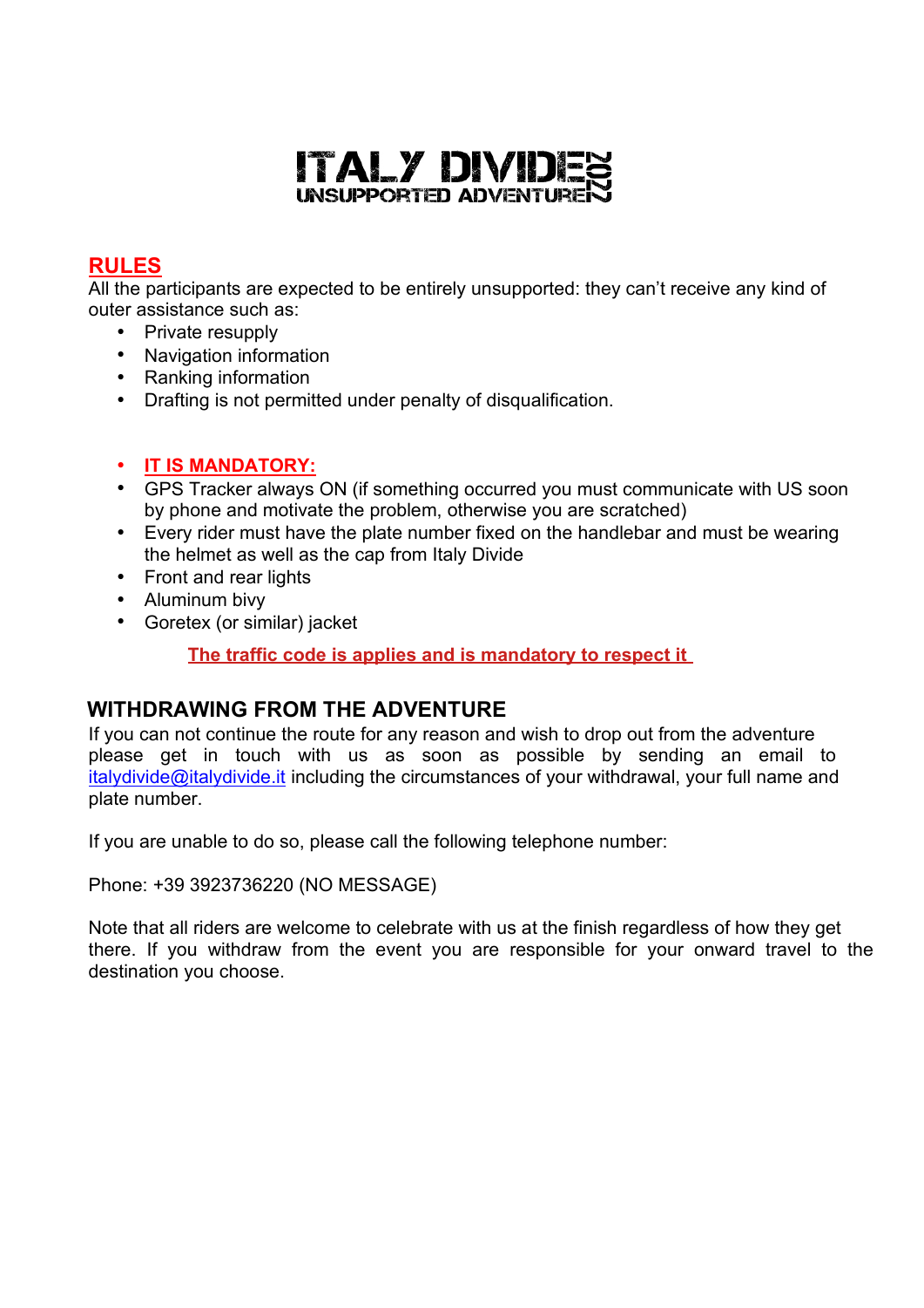# ITALY DIVIDE 2022
UNSUPPORTED ADVENTURE

## RULES

All the participants are expected to be entirely unsupported: they can't receive any kind of outer assistance such as:

- Private resupply
- Navigation information
- Ranking information
- Drafting is not permitted under penalty of disqualification.

- **IT IS MANDATORY:**
- GPS Tracker always ON (if something occurred you must communicate with US soon by phone and motivate the problem, otherwise you are scratched)
- Every rider must have the plate number fixed on the handlebar and must be wearing the helmet as well as the cap from Italy Divide
- Front and rear lights
- Aluminum bivy
- Goretex (or similar) jacket

**The traffic code is applies and is mandatory to respect it**

## WITHDRAWING FROM THE ADVENTURE

If you can not continue the route for any reason and wish to drop out from the adventure please get in touch with us as soon as possible by sending an email to italydivide@italydivide.it including the circumstances of your withdrawal, your full name and plate number.

If you are unable to do so, please call the following telephone number:

Phone: +39 3923736220 (NO MESSAGE)

Note that all riders are welcome to celebrate with us at the finish regardless of how they get there. If you withdraw from the event you are responsible for your onward travel to the destination you choose.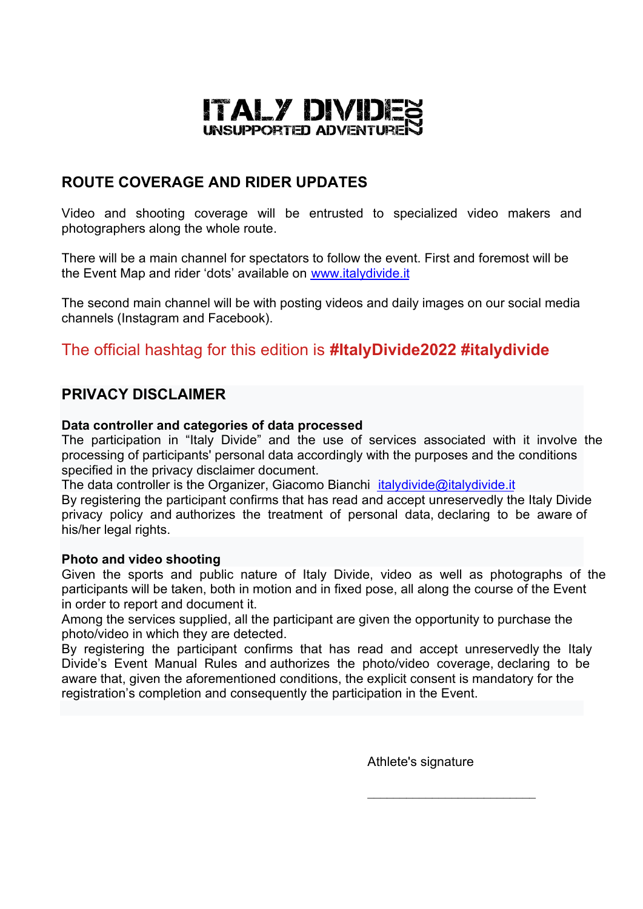ITALY DIVIDE 2022
UNSUPPORTED ADVENTURE

## ROUTE COVERAGE AND RIDER UPDATES

Video and shooting coverage will be entrusted to specialized video makers and photographers along the whole route.

There will be a main channel for spectators to follow the event. First and foremost will be the Event Map and rider 'dots' available on www.italydivide.it

The second main channel will be with posting videos and daily images on our social media channels (Instagram and Facebook).

The official hashtag for this edition is **#ItalyDivide2022 #italydivide**

## PRIVACY DISCLAIMER

**Data controller and categories of data processed**

The participation in "Italy Divide" and the use of services associated with it involve the processing of participants' personal data accordingly with the purposes and the conditions specified in the privacy disclaimer document.
The data controller is the Organizer, Giacomo Bianchi italydivide@italydivide.it
By registering the participant confirms that has read and accept unreservedly the Italy Divide privacy policy and authorizes the treatment of personal data, declaring to be aware of his/her legal rights.

**Photo and video shooting**

Given the sports and public nature of Italy Divide, video as well as photographs of the participants will be taken, both in motion and in fixed pose, all along the course of the Event in order to report and document it.
Among the services supplied, all the participant are given the opportunity to purchase the photo/video in which they are detected.
By registering the participant confirms that has read and accept unreservedly the Italy Divide's Event Manual Rules and authorizes the photo/video coverage, declaring to be aware that, given the aforementioned conditions, the explicit consent is mandatory for the registration's completion and consequently the participation in the Event.

Athlete's signature

\_\_\_\_\_\_\_\_\_\_\_\_\_\_\_\_\_\_\_\_\_\_\_\_\_\_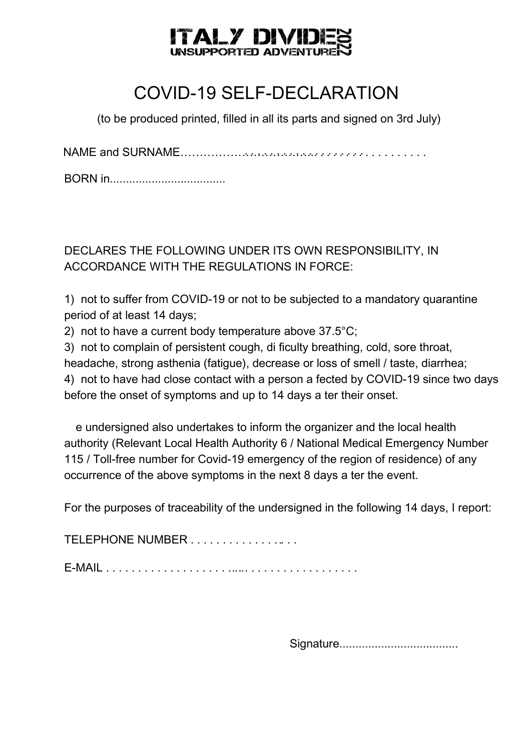ITALY DIVIDE 2022
UNSUPPORTED ADVENTURE

# COVID-19 SELF-DECLARATION

(to be produced printed, filled in all its parts and signed on 3rd July)

NAME and SURNAME…………………………………………………

BORN in...................................

DECLARES THE FOLLOWING UNDER ITS OWN RESPONSIBILITY, IN ACCORDANCE WITH THE REGULATIONS IN FORCE:

1) not to suffer from COVID-19 or not to be subjected to a mandatory quarantine period of at least 14 days;
2) not to have a current body temperature above 37.5°C;
3) not to complain of persistent cough, di ficulty breathing, cold, sore throat, headache, strong asthenia (fatigue), decrease or loss of smell / taste, diarrhea;
4) not to have had close contact with a person a fected by COVID-19 since two days before the onset of symptoms and up to 14 days a ter their onset.

e undersigned also undertakes to inform the organizer and the local health authority (Relevant Local Health Authority 6 / National Medical Emergency Number 115 / Toll-free number for Covid-19 emergency of the region of residence) of any occurrence of the above symptoms in the next 8 days a ter the event.

For the purposes of traceability of the undersigned in the following 14 days, I report:

TELEPHONE NUMBER . . . . . . . . . . . . . . .. . .

E-MAIL . . . . . . . . . . . . . . . . . . . . ..... . . . . . . . . . . . . . . . . .

Signature....................................